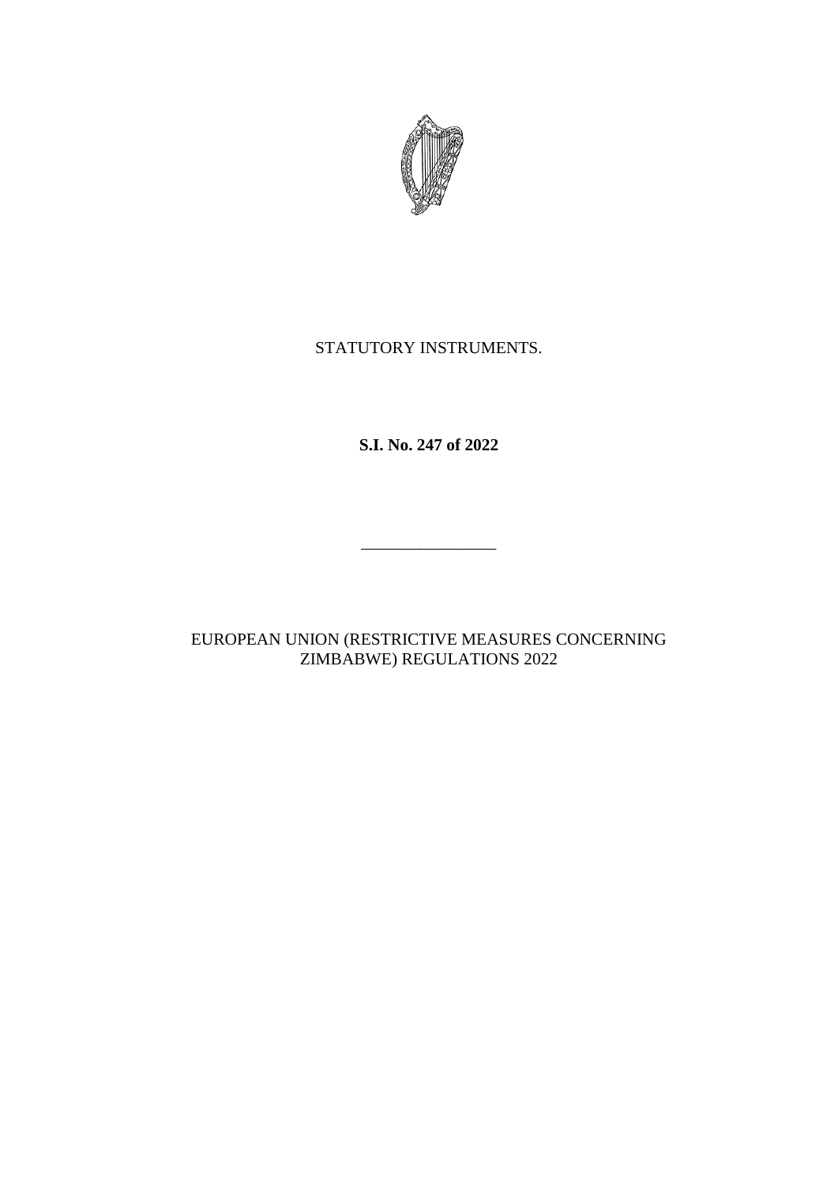STATUTORY INSTRUMENTS.

**S.I. No. 247 of 2022**

---

EUROPEAN UNION (RESTRICTIVE MEASURES CONCERNING ZIMBABWE) REGULATIONS 2022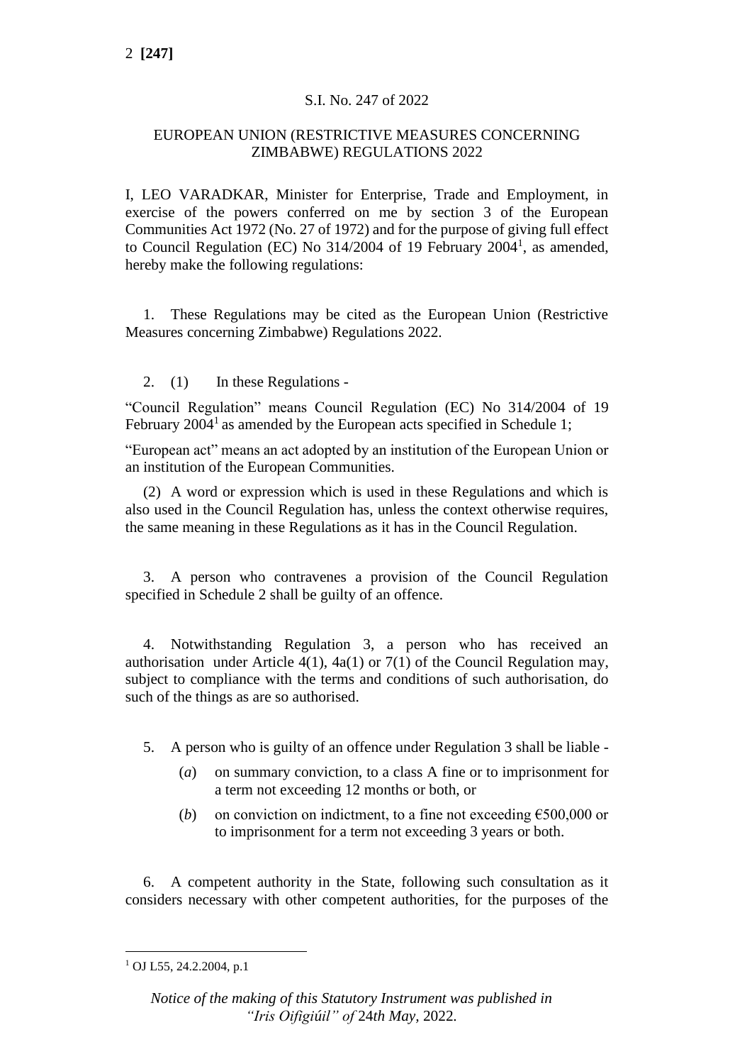S.I. No. 247 of 2022

EUROPEAN UNION (RESTRICTIVE MEASURES CONCERNING ZIMBABWE) REGULATIONS 2022

I, LEO VARADKAR, Minister for Enterprise, Trade and Employment, in exercise of the powers conferred on me by section 3 of the European Communities Act 1972 (No. 27 of 1972) and for the purpose of giving full effect to Council Regulation (EC) No 314/2004 of 19 February 2004[1], as amended, hereby make the following regulations:

1. These Regulations may be cited as the European Union (Restrictive Measures concerning Zimbabwe) Regulations 2022.

2. (1) In these Regulations -

"Council Regulation" means Council Regulation (EC) No 314/2004 of 19 February 2004[1] as amended by the European acts specified in Schedule 1;

"European act" means an act adopted by an institution of the European Union or an institution of the European Communities.

(2) A word or expression which is used in these Regulations and which is also used in the Council Regulation has, unless the context otherwise requires, the same meaning in these Regulations as it has in the Council Regulation.

3. A person who contravenes a provision of the Council Regulation specified in Schedule 2 shall be guilty of an offence.

4. Notwithstanding Regulation 3, a person who has received an authorisation under Article 4(1), 4a(1) or 7(1) of the Council Regulation may, subject to compliance with the terms and conditions of such authorisation, do such of the things as are so authorised.

5. A person who is guilty of an offence under Regulation 3 shall be liable -

(*a*) on summary conviction, to a class A fine or to imprisonment for a term not exceeding 12 months or both, or

(*b*) on conviction on indictment, to a fine not exceeding €500,000 or to imprisonment for a term not exceeding 3 years or both.

6. A competent authority in the State, following such consultation as it considers necessary with other competent authorities, for the purposes of the

[1] OJ L55, 24.2.2004, p.1

*Notice of the making of this Statutory Instrument was published in "Iris Oifigiúil" of* 24*th May,* 2022.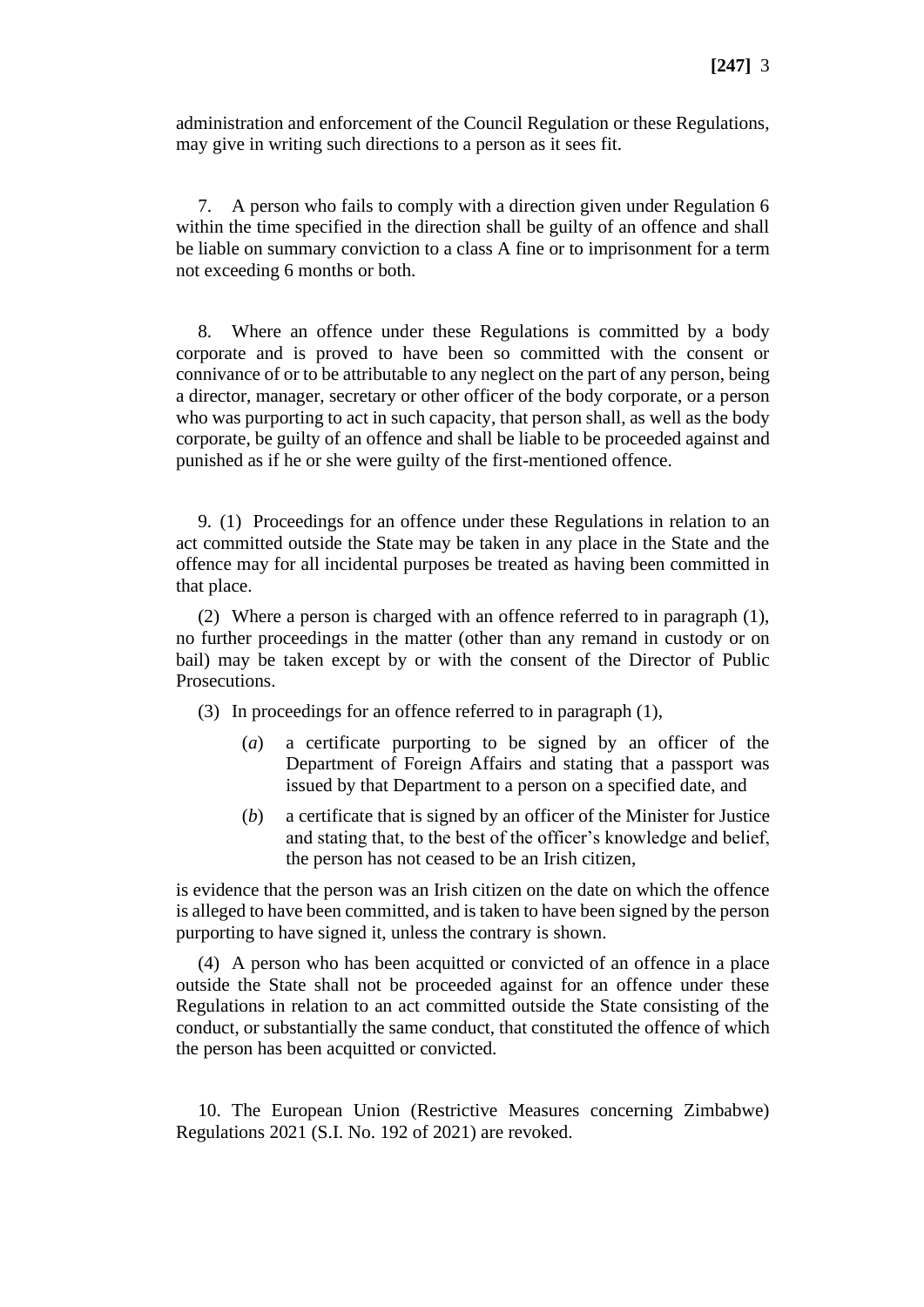administration and enforcement of the Council Regulation or these Regulations, may give in writing such directions to a person as it sees fit.

7. A person who fails to comply with a direction given under Regulation 6 within the time specified in the direction shall be guilty of an offence and shall be liable on summary conviction to a class A fine or to imprisonment for a term not exceeding 6 months or both.

8. Where an offence under these Regulations is committed by a body corporate and is proved to have been so committed with the consent or connivance of or to be attributable to any neglect on the part of any person, being a director, manager, secretary or other officer of the body corporate, or a person who was purporting to act in such capacity, that person shall, as well as the body corporate, be guilty of an offence and shall be liable to be proceeded against and punished as if he or she were guilty of the first-mentioned offence.

9. (1) Proceedings for an offence under these Regulations in relation to an act committed outside the State may be taken in any place in the State and the offence may for all incidental purposes be treated as having been committed in that place.

(2) Where a person is charged with an offence referred to in paragraph (1), no further proceedings in the matter (other than any remand in custody or on bail) may be taken except by or with the consent of the Director of Public Prosecutions.

(3) In proceedings for an offence referred to in paragraph (1),

(*a*) a certificate purporting to be signed by an officer of the Department of Foreign Affairs and stating that a passport was issued by that Department to a person on a specified date, and

(*b*) a certificate that is signed by an officer of the Minister for Justice and stating that, to the best of the officer's knowledge and belief, the person has not ceased to be an Irish citizen,

is evidence that the person was an Irish citizen on the date on which the offence is alleged to have been committed, and is taken to have been signed by the person purporting to have signed it, unless the contrary is shown.

(4) A person who has been acquitted or convicted of an offence in a place outside the State shall not be proceeded against for an offence under these Regulations in relation to an act committed outside the State consisting of the conduct, or substantially the same conduct, that constituted the offence of which the person has been acquitted or convicted.

10. The European Union (Restrictive Measures concerning Zimbabwe) Regulations 2021 (S.I. No. 192 of 2021) are revoked.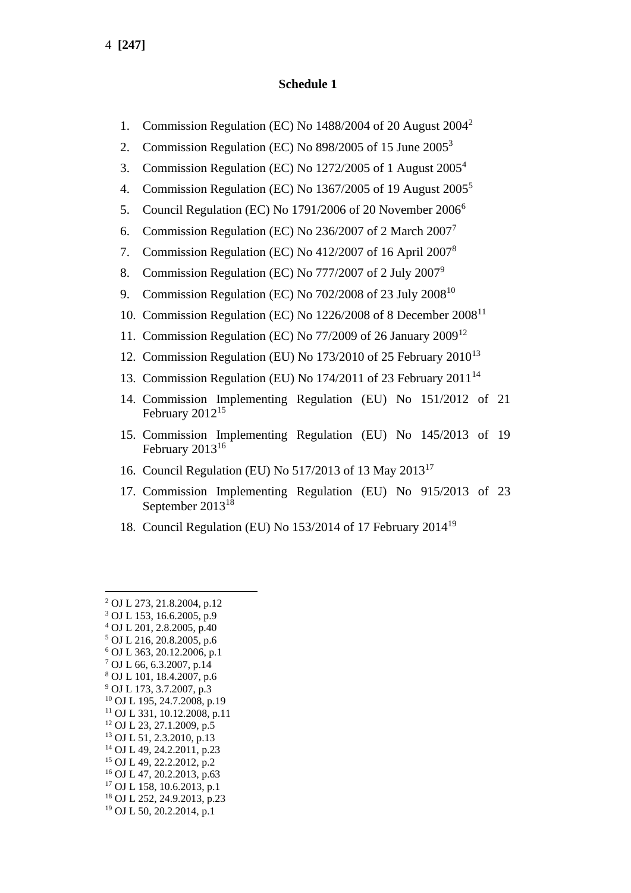## Schedule 1

1. Commission Regulation (EC) No 1488/2004 of 20 August 2004[2]
2. Commission Regulation (EC) No 898/2005 of 15 June 2005[3]
3. Commission Regulation (EC) No 1272/2005 of 1 August 2005[4]
4. Commission Regulation (EC) No 1367/2005 of 19 August 2005[5]
5. Council Regulation (EC) No 1791/2006 of 20 November 2006[6]
6. Commission Regulation (EC) No 236/2007 of 2 March 2007[7]
7. Commission Regulation (EC) No 412/2007 of 16 April 2007[8]
8. Commission Regulation (EC) No 777/2007 of 2 July 2007[9]
9. Commission Regulation (EC) No 702/2008 of 23 July 2008[10]
10. Commission Regulation (EC) No 1226/2008 of 8 December 2008[11]
11. Commission Regulation (EC) No 77/2009 of 26 January 2009[12]
12. Commission Regulation (EU) No 173/2010 of 25 February 2010[13]
13. Commission Regulation (EU) No 174/2011 of 23 February 2011[14]
14. Commission Implementing Regulation (EU) No 151/2012 of 21 February 2012[15]
15. Commission Implementing Regulation (EU) No 145/2013 of 19 February 2013[16]
16. Council Regulation (EU) No 517/2013 of 13 May 2013[17]
17. Commission Implementing Regulation (EU) No 915/2013 of 23 September 2013[18]
18. Council Regulation (EU) No 153/2014 of 17 February 2014[19]

---

[2] OJ L 273, 21.8.2004, p.12
[3] OJ L 153, 16.6.2005, p.9
[4] OJ L 201, 2.8.2005, p.40
[5] OJ L 216, 20.8.2005, p.6
[6] OJ L 363, 20.12.2006, p.1
[7] OJ L 66, 6.3.2007, p.14
[8] OJ L 101, 18.4.2007, p.6
[9] OJ L 173, 3.7.2007, p.3
[10] OJ L 195, 24.7.2008, p.19
[11] OJ L 331, 10.12.2008, p.11
[12] OJ L 23, 27.1.2009, p.5
[13] OJ L 51, 2.3.2010, p.13
[14] OJ L 49, 24.2.2011, p.23
[15] OJ L 49, 22.2.2012, p.2
[16] OJ L 47, 20.2.2013, p.63
[17] OJ L 158, 10.6.2013, p.1
[18] OJ L 252, 24.9.2013, p.23
[19] OJ L 50, 20.2.2014, p.1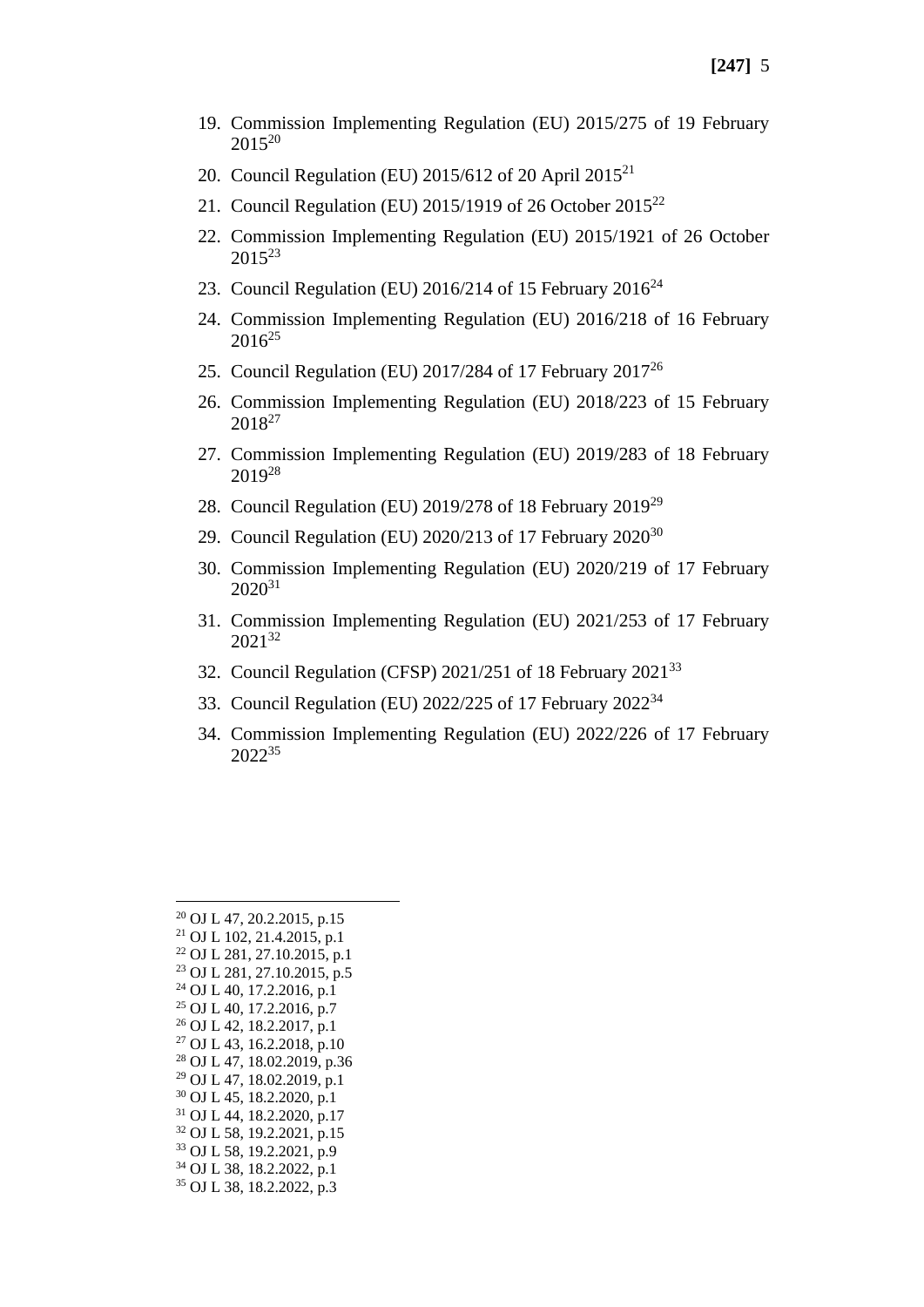19. Commission Implementing Regulation (EU) 2015/275 of 19 February 2015[20]

20. Council Regulation (EU) 2015/612 of 20 April 2015[21]

21. Council Regulation (EU) 2015/1919 of 26 October 2015[22]

22. Commission Implementing Regulation (EU) 2015/1921 of 26 October 2015[23]

23. Council Regulation (EU) 2016/214 of 15 February 2016[24]

24. Commission Implementing Regulation (EU) 2016/218 of 16 February 2016[25]

25. Council Regulation (EU) 2017/284 of 17 February 2017[26]

26. Commission Implementing Regulation (EU) 2018/223 of 15 February 2018[27]

27. Commission Implementing Regulation (EU) 2019/283 of 18 February 2019[28]

28. Council Regulation (EU) 2019/278 of 18 February 2019[29]

29. Council Regulation (EU) 2020/213 of 17 February 2020[30]

30. Commission Implementing Regulation (EU) 2020/219 of 17 February 2020[31]

31. Commission Implementing Regulation (EU) 2021/253 of 17 February 2021[32]

32. Council Regulation (CFSP) 2021/251 of 18 February 2021[33]

33. Council Regulation (EU) 2022/225 of 17 February 2022[34]

34. Commission Implementing Regulation (EU) 2022/226 of 17 February 2022[35]

---

[20] OJ L 47, 20.2.2015, p.15
[21] OJ L 102, 21.4.2015, p.1
[22] OJ L 281, 27.10.2015, p.1
[23] OJ L 281, 27.10.2015, p.5
[24] OJ L 40, 17.2.2016, p.1
[25] OJ L 40, 17.2.2016, p.7
[26] OJ L 42, 18.2.2017, p.1
[27] OJ L 43, 16.2.2018, p.10
[28] OJ L 47, 18.02.2019, p.36
[29] OJ L 47, 18.02.2019, p.1
[30] OJ L 45, 18.2.2020, p.1
[31] OJ L 44, 18.2.2020, p.17
[32] OJ L 58, 19.2.2021, p.15
[33] OJ L 58, 19.2.2021, p.9
[34] OJ L 38, 18.2.2022, p.1
[35] OJ L 38, 18.2.2022, p.3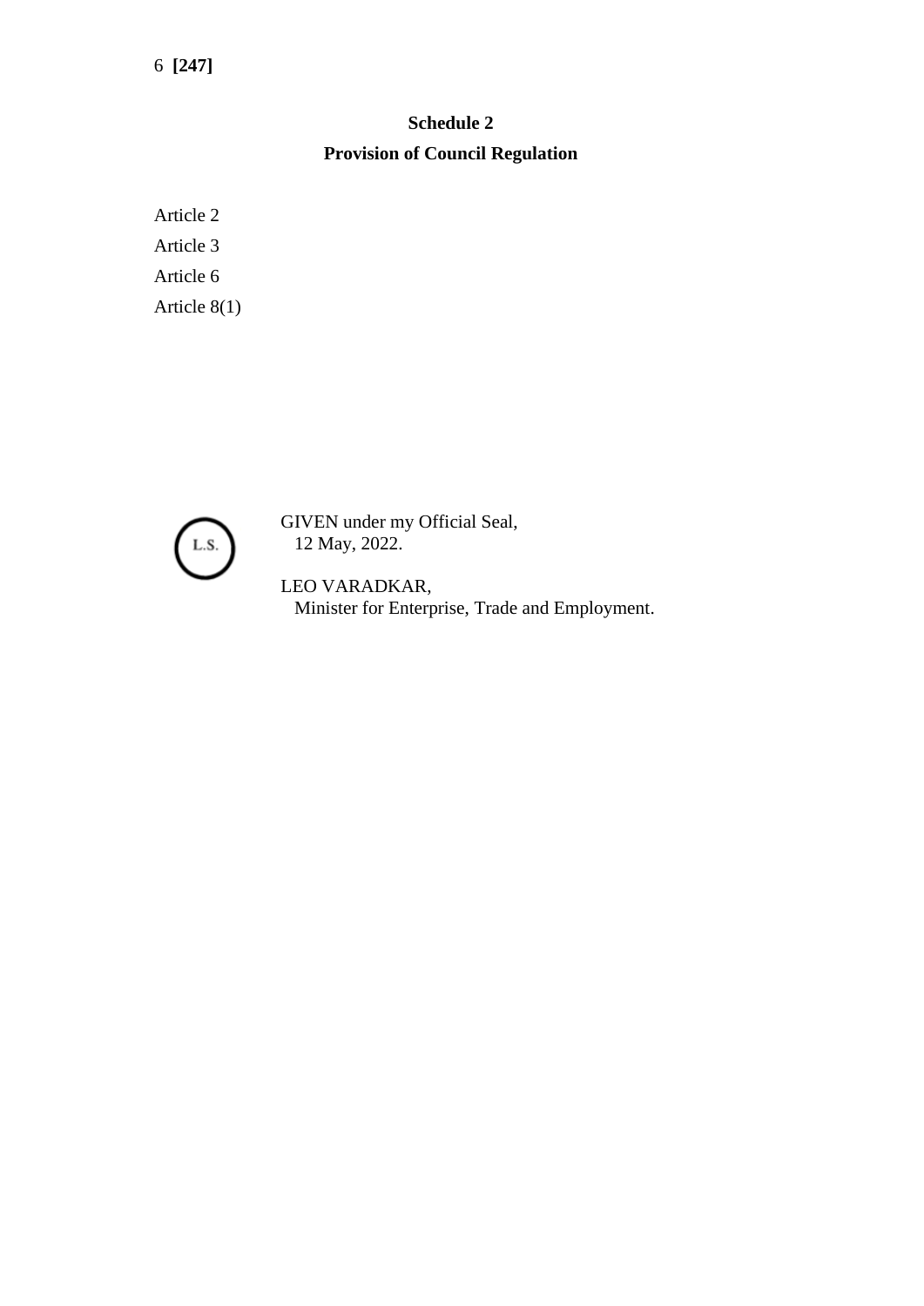## Schedule 2

## Provision of Council Regulation

Article 2

Article 3

Article 6

Article 8(1)

L.S.

GIVEN under my Official Seal,
12 May, 2022.

LEO VARADKAR,
Minister for Enterprise, Trade and Employment.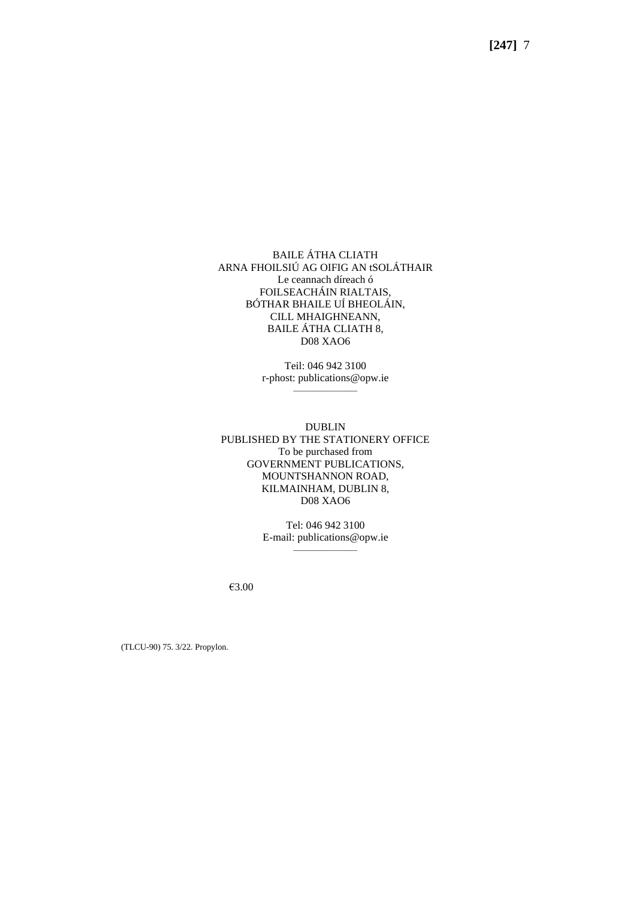BAILE ÁTHA CLIATH
ARNA FHOILSIÚ AG OIFIG AN tSOLÁTHAIR
Le ceannach díreach ó
FOILSEACHÁIN RIALTAIS,
BÓTHAR BHAILE UÍ BHEOLÁIN,
CILL MHAIGHNEANN,
BAILE ÁTHA CLIATH 8,
D08 XAO6

Teil: 046 942 3100
r-phost: publications@opw.ie

---

DUBLIN
PUBLISHED BY THE STATIONERY OFFICE
To be purchased from
GOVERNMENT PUBLICATIONS,
MOUNTSHANNON ROAD,
KILMAINHAM, DUBLIN 8,
D08 XAO6

Tel: 046 942 3100
E-mail: publications@opw.ie

---

€3.00

(TLCU-90) 75. 3/22. Propylon.